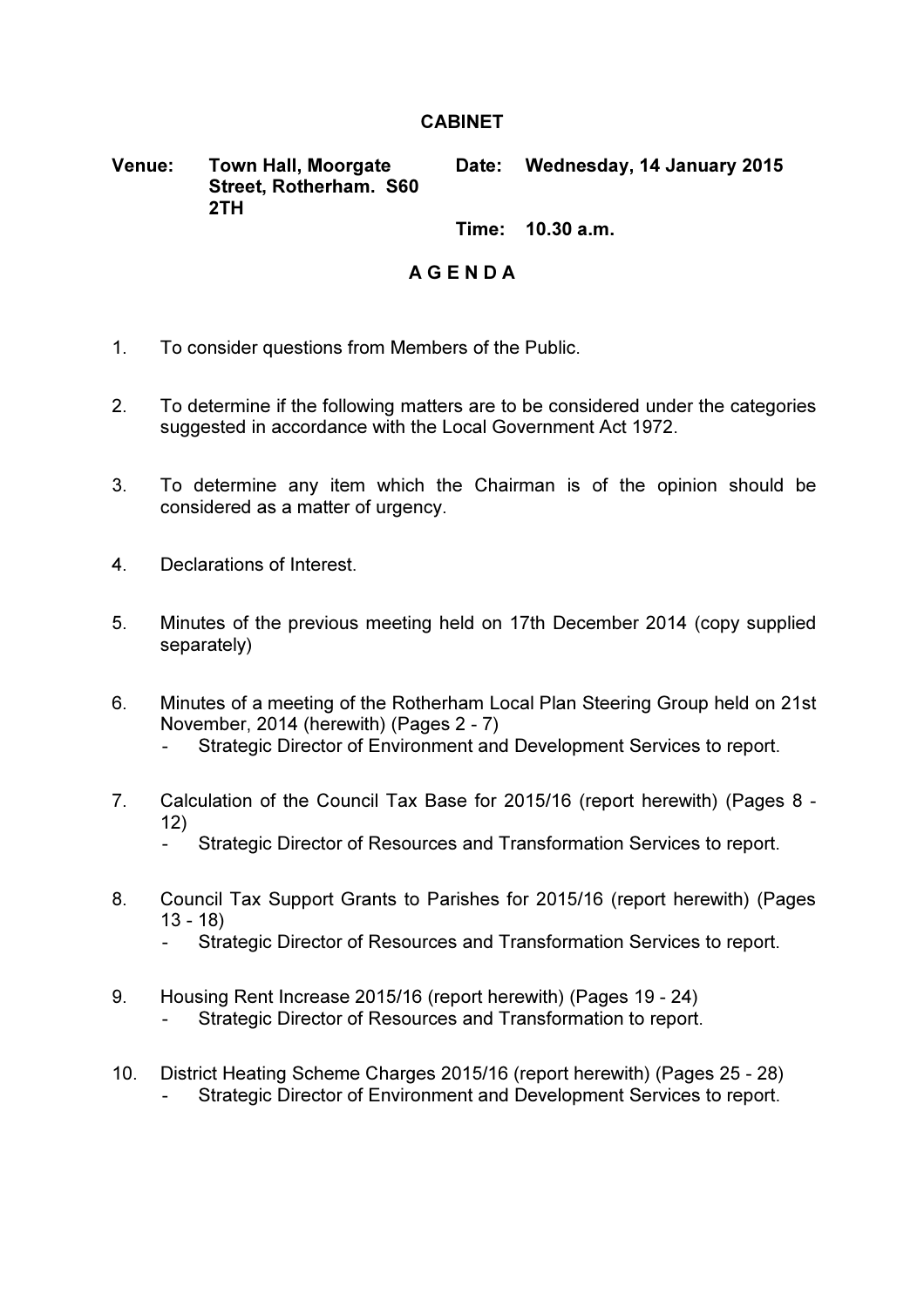# CABINET

**Venue:** Town Hall, Moorgate Street, Rotherham. S60 2TH

**Date:** Wednesday, 14 January 2015

**Time:** 10.30 a.m.

## A G E N D A

1. To consider questions from Members of the Public.

2. To determine if the following matters are to be considered under the categories suggested in accordance with the Local Government Act 1972.

3. To determine any item which the Chairman is of the opinion should be considered as a matter of urgency.

4. Declarations of Interest.

5. Minutes of the previous meeting held on 17th December 2014 (copy supplied separately)

6. Minutes of a meeting of the Rotherham Local Plan Steering Group held on 21st November, 2014 (herewith) (Pages 2 - 7)
   - Strategic Director of Environment and Development Services to report.

7. Calculation of the Council Tax Base for 2015/16 (report herewith) (Pages 8 - 12)
   - Strategic Director of Resources and Transformation Services to report.

8. Council Tax Support Grants to Parishes for 2015/16 (report herewith) (Pages 13 - 18)
   - Strategic Director of Resources and Transformation Services to report.

9. Housing Rent Increase 2015/16 (report herewith) (Pages 19 - 24)
   - Strategic Director of Resources and Transformation to report.

10. District Heating Scheme Charges 2015/16 (report herewith) (Pages 25 - 28)
    - Strategic Director of Environment and Development Services to report.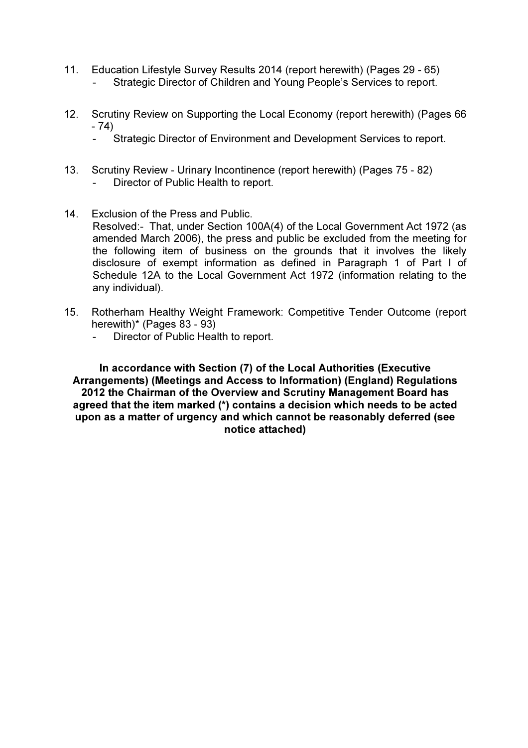11. Education Lifestyle Survey Results 2014 (report herewith) (Pages 29 - 65)
    - Strategic Director of Children and Young People's Services to report.

12. Scrutiny Review on Supporting the Local Economy (report herewith) (Pages 66 - 74)
    - Strategic Director of Environment and Development Services to report.

13. Scrutiny Review - Urinary Incontinence (report herewith) (Pages 75 - 82)
    - Director of Public Health to report.

14. Exclusion of the Press and Public.
    Resolved:- That, under Section 100A(4) of the Local Government Act 1972 (as amended March 2006), the press and public be excluded from the meeting for the following item of business on the grounds that it involves the likely disclosure of exempt information as defined in Paragraph 1 of Part I of Schedule 12A to the Local Government Act 1972 (information relating to the any individual).

15. Rotherham Healthy Weight Framework: Competitive Tender Outcome (report herewith)* (Pages 83 - 93)
    - Director of Public Health to report.

**In accordance with Section (7) of the Local Authorities (Executive Arrangements) (Meetings and Access to Information) (England) Regulations 2012 the Chairman of the Overview and Scrutiny Management Board has agreed that the item marked (*) contains a decision which needs to be acted upon as a matter of urgency and which cannot be reasonably deferred (see notice attached)**